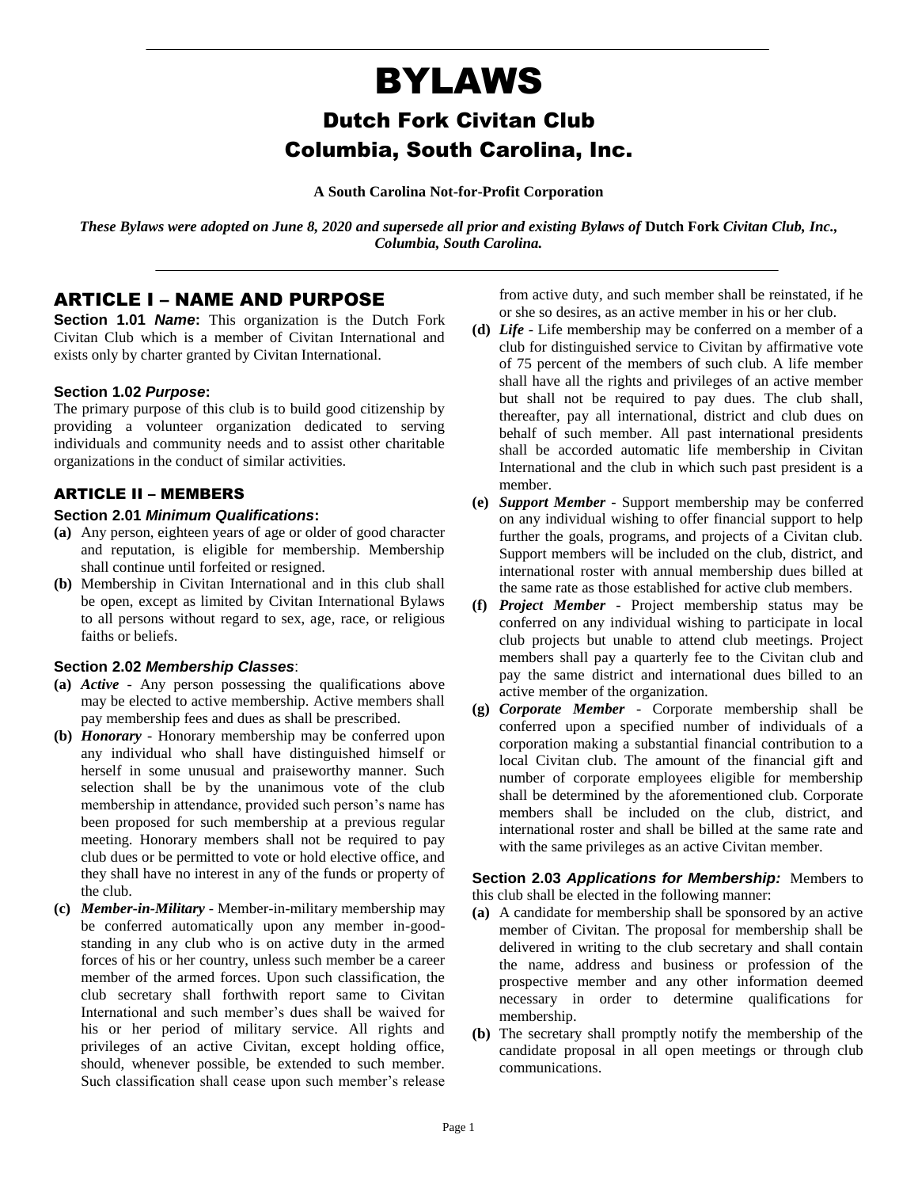# BYLAWS

## Dutch Fork Civitan Club
## Columbia, South Carolina, Inc.

**A South Carolina Not-for-Profit Corporation**

***These Bylaws were adopted on June 8, 2020 and supersede all prior and existing Bylaws of* Dutch Fork *Civitan Club, Inc., Columbia, South Carolina.***

## ARTICLE I – NAME AND PURPOSE

**Section 1.01 *Name*:** This organization is the Dutch Fork Civitan Club which is a member of Civitan International and exists only by charter granted by Civitan International.

**Section 1.02 *Purpose*:**
The primary purpose of this club is to build good citizenship by providing a volunteer organization dedicated to serving individuals and community needs and to assist other charitable organizations in the conduct of similar activities.

## ARTICLE II – MEMBERS

**Section 2.01 *Minimum Qualifications*:**

**(a)** Any person, eighteen years of age or older of good character and reputation, is eligible for membership. Membership shall continue until forfeited or resigned.

**(b)** Membership in Civitan International and in this club shall be open, except as limited by Civitan International Bylaws to all persons without regard to sex, age, race, or religious faiths or beliefs.

**Section 2.02 *Membership Classes*:**

**(a)** ***Active*** - Any person possessing the qualifications above may be elected to active membership. Active members shall pay membership fees and dues as shall be prescribed.

**(b)** ***Honorary*** - Honorary membership may be conferred upon any individual who shall have distinguished himself or herself in some unusual and praiseworthy manner. Such selection shall be by the unanimous vote of the club membership in attendance, provided such person's name has been proposed for such membership at a previous regular meeting. Honorary members shall not be required to pay club dues or be permitted to vote or hold elective office, and they shall have no interest in any of the funds or property of the club.

**(c)** ***Member-in-Military*** - Member-in-military membership may be conferred automatically upon any member in-good-standing in any club who is on active duty in the armed forces of his or her country, unless such member be a career member of the armed forces. Upon such classification, the club secretary shall forthwith report same to Civitan International and such member's dues shall be waived for his or her period of military service. All rights and privileges of an active Civitan, except holding office, should, whenever possible, be extended to such member. Such classification shall cease upon such member's release from active duty, and such member shall be reinstated, if he or she so desires, as an active member in his or her club.

**(d)** ***Life*** - Life membership may be conferred on a member of a club for distinguished service to Civitan by affirmative vote of 75 percent of the members of such club. A life member shall have all the rights and privileges of an active member but shall not be required to pay dues. The club shall, thereafter, pay all international, district and club dues on behalf of such member. All past international presidents shall be accorded automatic life membership in Civitan International and the club in which such past president is a member.

**(e)** ***Support Member*** - Support membership may be conferred on any individual wishing to offer financial support to help further the goals, programs, and projects of a Civitan club. Support members will be included on the club, district, and international roster with annual membership dues billed at the same rate as those established for active club members.

**(f)** ***Project Member*** - Project membership status may be conferred on any individual wishing to participate in local club projects but unable to attend club meetings. Project members shall pay a quarterly fee to the Civitan club and pay the same district and international dues billed to an active member of the organization.

**(g)** ***Corporate Member*** - Corporate membership shall be conferred upon a specified number of individuals of a corporation making a substantial financial contribution to a local Civitan club. The amount of the financial gift and number of corporate employees eligible for membership shall be determined by the aforementioned club. Corporate members shall be included on the club, district, and international roster and shall be billed at the same rate and with the same privileges as an active Civitan member.

**Section 2.03 *Applications for Membership:*** Members to this club shall be elected in the following manner:

**(a)** A candidate for membership shall be sponsored by an active member of Civitan. The proposal for membership shall be delivered in writing to the club secretary and shall contain the name, address and business or profession of the prospective member and any other information deemed necessary in order to determine qualifications for membership.

**(b)** The secretary shall promptly notify the membership of the candidate proposal in all open meetings or through club communications.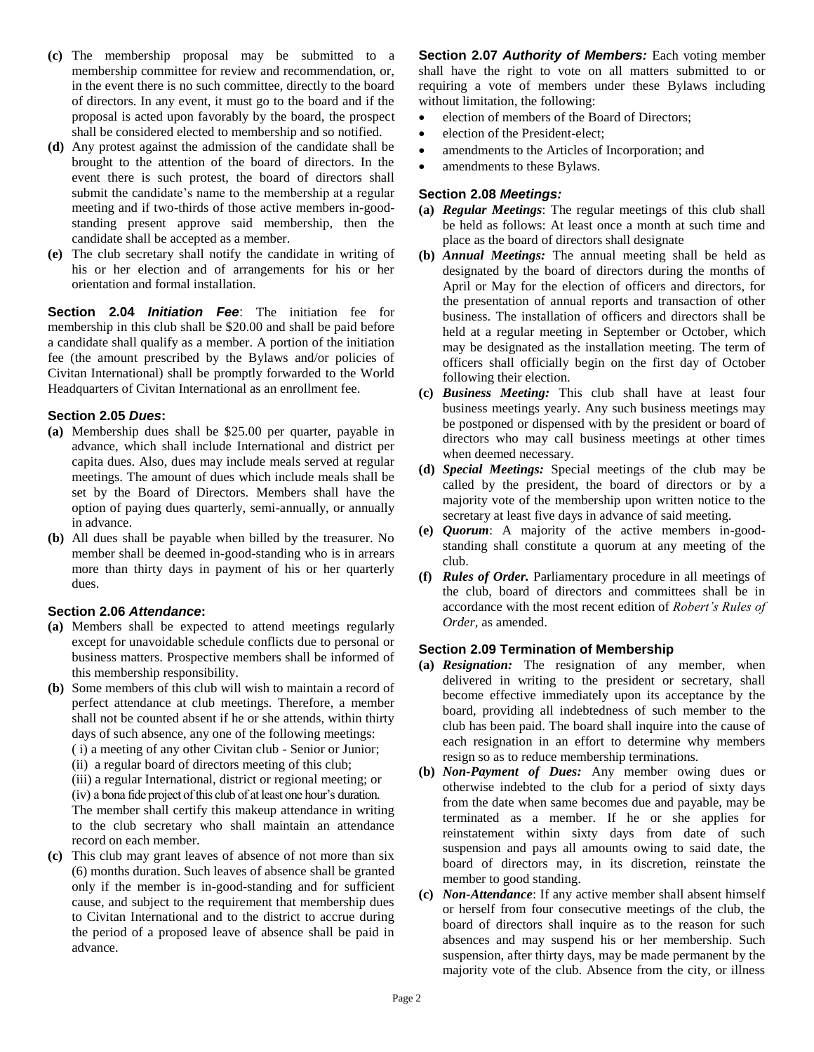**(c)** The membership proposal may be submitted to a membership committee for review and recommendation, or, in the event there is no such committee, directly to the board of directors. In any event, it must go to the board and if the proposal is acted upon favorably by the board, the prospect shall be considered elected to membership and so notified.

**(d)** Any protest against the admission of the candidate shall be brought to the attention of the board of directors. In the event there is such protest, the board of directors shall submit the candidate's name to the membership at a regular meeting and if two-thirds of those active members in-good-standing present approve said membership, then the candidate shall be accepted as a member.

**(e)** The club secretary shall notify the candidate in writing of his or her election and of arrangements for his or her orientation and formal installation.

**Section 2.04** ***Initiation Fee***: The initiation fee for membership in this club shall be $20.00 and shall be paid before a candidate shall qualify as a member. A portion of the initiation fee (the amount prescribed by the Bylaws and/or policies of Civitan International) shall be promptly forwarded to the World Headquarters of Civitan International as an enrollment fee.

**Section 2.05** ***Dues*****:**

**(a)** Membership dues shall be $25.00 per quarter, payable in advance, which shall include International and district per capita dues. Also, dues may include meals served at regular meetings. The amount of dues which include meals shall be set by the Board of Directors. Members shall have the option of paying dues quarterly, semi-annually, or annually in advance.

**(b)** All dues shall be payable when billed by the treasurer. No member shall be deemed in-good-standing who is in arrears more than thirty days in payment of his or her quarterly dues.

**Section 2.06** ***Attendance*****:**

**(a)** Members shall be expected to attend meetings regularly except for unavoidable schedule conflicts due to personal or business matters. Prospective members shall be informed of this membership responsibility.

**(b)** Some members of this club will wish to maintain a record of perfect attendance at club meetings. Therefore, a member shall not be counted absent if he or she attends, within thirty days of such absence, any one of the following meetings:
( i) a meeting of any other Civitan club - Senior or Junior;
(ii) a regular board of directors meeting of this club;
(iii) a regular International, district or regional meeting; or
(iv) a bona fide project of this club of at least one hour's duration.
The member shall certify this makeup attendance in writing to the club secretary who shall maintain an attendance record on each member.

**(c)** This club may grant leaves of absence of not more than six (6) months duration. Such leaves of absence shall be granted only if the member is in-good-standing and for sufficient cause, and subject to the requirement that membership dues to Civitan International and to the district to accrue during the period of a proposed leave of absence shall be paid in advance.

**Section 2.07** ***Authority of Members:*** Each voting member shall have the right to vote on all matters submitted to or requiring a vote of members under these Bylaws including without limitation, the following:

- election of members of the Board of Directors;
- election of the President-elect;
- amendments to the Articles of Incorporation; and
- amendments to these Bylaws.

**Section 2.08** ***Meetings:***

**(a)** ***Regular Meetings***: The regular meetings of this club shall be held as follows: At least once a month at such time and place as the board of directors shall designate

**(b)** ***Annual Meetings:*** The annual meeting shall be held as designated by the board of directors during the months of April or May for the election of officers and directors, for the presentation of annual reports and transaction of other business. The installation of officers and directors shall be held at a regular meeting in September or October, which may be designated as the installation meeting. The term of officers shall officially begin on the first day of October following their election.

**(c)** ***Business Meeting:*** This club shall have at least four business meetings yearly. Any such business meetings may be postponed or dispensed with by the president or board of directors who may call business meetings at other times when deemed necessary.

**(d)** ***Special Meetings:*** Special meetings of the club may be called by the president, the board of directors or by a majority vote of the membership upon written notice to the secretary at least five days in advance of said meeting.

**(e)** ***Quorum***: A majority of the active members in-good-standing shall constitute a quorum at any meeting of the club.

**(f)** ***Rules of Order.*** Parliamentary procedure in all meetings of the club, board of directors and committees shall be in accordance with the most recent edition of *Robert's Rules of Order*, as amended.

**Section 2.09 Termination of Membership**

**(a)** ***Resignation:*** The resignation of any member, when delivered in writing to the president or secretary, shall become effective immediately upon its acceptance by the board, providing all indebtedness of such member to the club has been paid. The board shall inquire into the cause of each resignation in an effort to determine why members resign so as to reduce membership terminations.

**(b)** ***Non-Payment of Dues:*** Any member owing dues or otherwise indebted to the club for a period of sixty days from the date when same becomes due and payable, may be terminated as a member. If he or she applies for reinstatement within sixty days from date of such suspension and pays all amounts owing to said date, the board of directors may, in its discretion, reinstate the member to good standing.

**(c)** ***Non-Attendance***: If any active member shall absent himself or herself from four consecutive meetings of the club, the board of directors shall inquire as to the reason for such absences and may suspend his or her membership. Such suspension, after thirty days, may be made permanent by the majority vote of the club. Absence from the city, or illness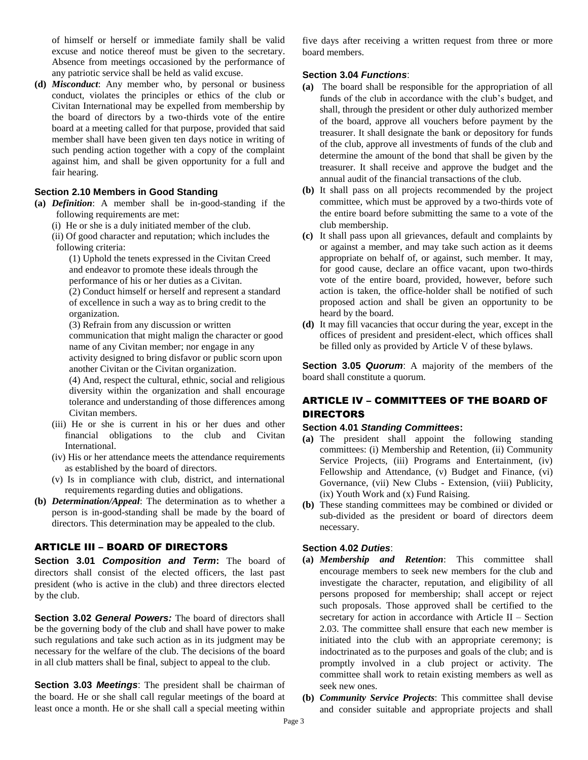of himself or herself or immediate family shall be valid excuse and notice thereof must be given to the secretary. Absence from meetings occasioned by the performance of any patriotic service shall be held as valid excuse.

**(d)** ***Misconduct***: Any member who, by personal or business conduct, violates the principles or ethics of the club or Civitan International may be expelled from membership by the board of directors by a two-thirds vote of the entire board at a meeting called for that purpose, provided that said member shall have been given ten days notice in writing of such pending action together with a copy of the complaint against him, and shall be given opportunity for a full and fair hearing.

**Section 2.10 Members in Good Standing**

**(a)** ***Definition***: A member shall be in-good-standing if the following requirements are met:

(i) He or she is a duly initiated member of the club.

(ii) Of good character and reputation; which includes the following criteria:

(1) Uphold the tenets expressed in the Civitan Creed and endeavor to promote these ideals through the performance of his or her duties as a Civitan.

(2) Conduct himself or herself and represent a standard of excellence in such a way as to bring credit to the organization.

(3) Refrain from any discussion or written communication that might malign the character or good name of any Civitan member; nor engage in any activity designed to bring disfavor or public scorn upon another Civitan or the Civitan organization.

(4) And, respect the cultural, ethnic, social and religious diversity within the organization and shall encourage tolerance and understanding of those differences among Civitan members.

(iii) He or she is current in his or her dues and other financial obligations to the club and Civitan International.

(iv) His or her attendance meets the attendance requirements as established by the board of directors.

(v) Is in compliance with club, district, and international requirements regarding duties and obligations.

**(b)** ***Determination/Appeal***: The determination as to whether a person is in-good-standing shall be made by the board of directors. This determination may be appealed to the club.

## ARTICLE III – BOARD OF DIRECTORS

**Section 3.01** ***Composition and Term*****:** The board of directors shall consist of the elected officers, the last past president (who is active in the club) and three directors elected by the club.

**Section 3.02** ***General Powers:*** The board of directors shall be the governing body of the club and shall have power to make such regulations and take such action as in its judgment may be necessary for the welfare of the club. The decisions of the board in all club matters shall be final, subject to appeal to the club.

**Section 3.03** ***Meetings***: The president shall be chairman of the board. He or she shall call regular meetings of the board at least once a month. He or she shall call a special meeting within five days after receiving a written request from three or more board members.

**Section 3.04** ***Functions***:

**(a)** The board shall be responsible for the appropriation of all funds of the club in accordance with the club's budget, and shall, through the president or other duly authorized member of the board, approve all vouchers before payment by the treasurer. It shall designate the bank or depository for funds of the club, approve all investments of funds of the club and determine the amount of the bond that shall be given by the treasurer. It shall receive and approve the budget and the annual audit of the financial transactions of the club.

**(b)** It shall pass on all projects recommended by the project committee, which must be approved by a two-thirds vote of the entire board before submitting the same to a vote of the club membership.

**(c)** It shall pass upon all grievances, default and complaints by or against a member, and may take such action as it deems appropriate on behalf of, or against, such member. It may, for good cause, declare an office vacant, upon two-thirds vote of the entire board, provided, however, before such action is taken, the office-holder shall be notified of such proposed action and shall be given an opportunity to be heard by the board.

**(d)** It may fill vacancies that occur during the year, except in the offices of president and president-elect, which offices shall be filled only as provided by Article V of these bylaws.

**Section 3.05** ***Quorum***: A majority of the members of the board shall constitute a quorum.

## ARTICLE IV – COMMITTEES OF THE BOARD OF DIRECTORS

**Section 4.01** ***Standing Committees*****:**

**(a)** The president shall appoint the following standing committees: (i) Membership and Retention, (ii) Community Service Projects, (iii) Programs and Entertainment, (iv) Fellowship and Attendance, (v) Budget and Finance, (vi) Governance, (vii) New Clubs - Extension, (viii) Publicity, (ix) Youth Work and (x) Fund Raising.

**(b)** These standing committees may be combined or divided or sub-divided as the president or board of directors deem necessary.

**Section 4.02** ***Duties***:

**(a)** ***Membership and Retention***: This committee shall encourage members to seek new members for the club and investigate the character, reputation, and eligibility of all persons proposed for membership; shall accept or reject such proposals. Those approved shall be certified to the secretary for action in accordance with Article II – Section 2.03. The committee shall ensure that each new member is initiated into the club with an appropriate ceremony; is indoctrinated as to the purposes and goals of the club; and is promptly involved in a club project or activity. The committee shall work to retain existing members as well as seek new ones.

**(b)** ***Community Service Projects***: This committee shall devise and consider suitable and appropriate projects and shall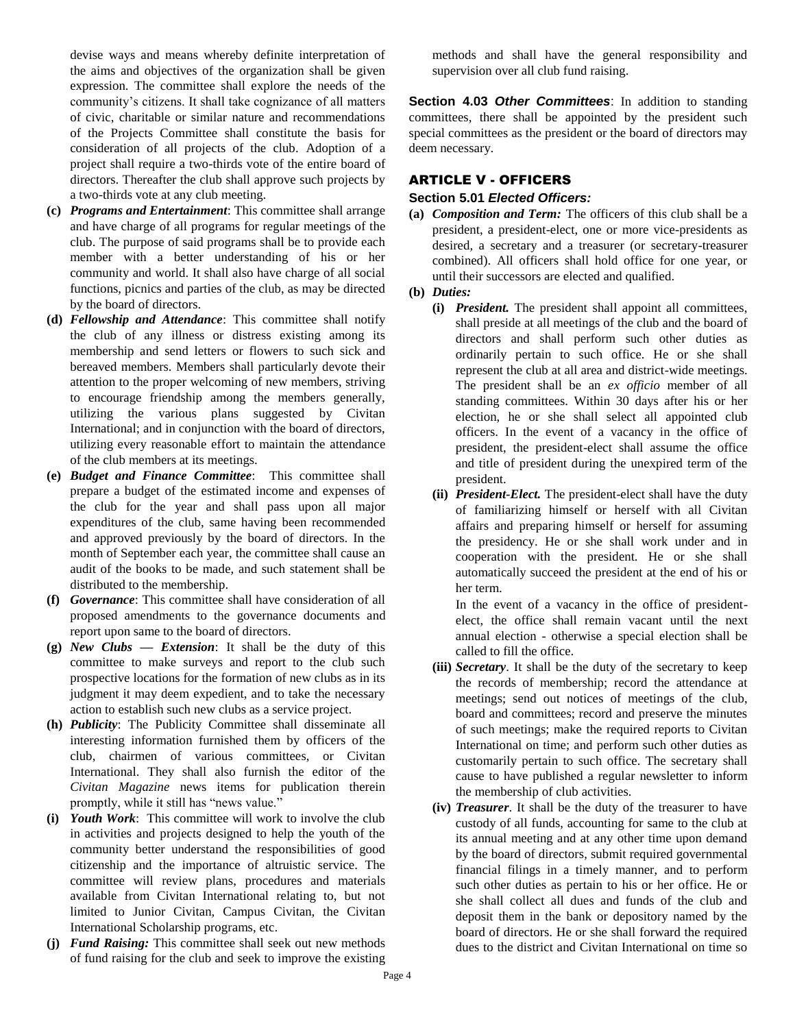devise ways and means whereby definite interpretation of the aims and objectives of the organization shall be given expression. The committee shall explore the needs of the community's citizens. It shall take cognizance of all matters of civic, charitable or similar nature and recommendations of the Projects Committee shall constitute the basis for consideration of all projects of the club. Adoption of a project shall require a two-thirds vote of the entire board of directors. Thereafter the club shall approve such projects by a two-thirds vote at any club meeting.

**(c)** ***Programs and Entertainment***: This committee shall arrange and have charge of all programs for regular meetings of the club. The purpose of said programs shall be to provide each member with a better understanding of his or her community and world. It shall also have charge of all social functions, picnics and parties of the club, as may be directed by the board of directors.

**(d)** ***Fellowship and Attendance***: This committee shall notify the club of any illness or distress existing among its membership and send letters or flowers to such sick and bereaved members. Members shall particularly devote their attention to the proper welcoming of new members, striving to encourage friendship among the members generally, utilizing the various plans suggested by Civitan International; and in conjunction with the board of directors, utilizing every reasonable effort to maintain the attendance of the club members at its meetings.

**(e)** ***Budget and Finance Committee***: This committee shall prepare a budget of the estimated income and expenses of the club for the year and shall pass upon all major expenditures of the club, same having been recommended and approved previously by the board of directors. In the month of September each year, the committee shall cause an audit of the books to be made, and such statement shall be distributed to the membership.

**(f)** ***Governance***: This committee shall have consideration of all proposed amendments to the governance documents and report upon same to the board of directors.

**(g)** ***New Clubs — Extension***: It shall be the duty of this committee to make surveys and report to the club such prospective locations for the formation of new clubs as in its judgment it may deem expedient, and to take the necessary action to establish such new clubs as a service project.

**(h)** ***Publicity***: The Publicity Committee shall disseminate all interesting information furnished them by officers of the club, chairmen of various committees, or Civitan International. They shall also furnish the editor of the *Civitan Magazine* news items for publication therein promptly, while it still has "news value."

**(i)** ***Youth Work***: This committee will work to involve the club in activities and projects designed to help the youth of the community better understand the responsibilities of good citizenship and the importance of altruistic service. The committee will review plans, procedures and materials available from Civitan International relating to, but not limited to Junior Civitan, Campus Civitan, the Civitan International Scholarship programs, etc.

**(j)** ***Fund Raising:*** This committee shall seek out new methods of fund raising for the club and seek to improve the existing methods and shall have the general responsibility and supervision over all club fund raising.

**Section 4.03** ***Other Committees***: In addition to standing committees, there shall be appointed by the president such special committees as the president or the board of directors may deem necessary.

## ARTICLE V - OFFICERS

### Section 5.01 *Elected Officers:*

**(a)** ***Composition and Term:*** The officers of this club shall be a president, a president-elect, one or more vice-presidents as desired, a secretary and a treasurer (or secretary-treasurer combined). All officers shall hold office for one year, or until their successors are elected and qualified.

**(b)** ***Duties:***

**(i)** ***President.*** The president shall appoint all committees, shall preside at all meetings of the club and the board of directors and shall perform such other duties as ordinarily pertain to such office. He or she shall represent the club at all area and district-wide meetings. The president shall be an *ex officio* member of all standing committees. Within 30 days after his or her election, he or she shall select all appointed club officers. In the event of a vacancy in the office of president, the president-elect shall assume the office and title of president during the unexpired term of the president.

**(ii)** ***President-Elect.*** The president-elect shall have the duty of familiarizing himself or herself with all Civitan affairs and preparing himself or herself for assuming the presidency. He or she shall work under and in cooperation with the president. He or she shall automatically succeed the president at the end of his or her term.

In the event of a vacancy in the office of president-elect, the office shall remain vacant until the next annual election - otherwise a special election shall be called to fill the office.

**(iii)** ***Secretary***. It shall be the duty of the secretary to keep the records of membership; record the attendance at meetings; send out notices of meetings of the club, board and committees; record and preserve the minutes of such meetings; make the required reports to Civitan International on time; and perform such other duties as customarily pertain to such office. The secretary shall cause to have published a regular newsletter to inform the membership of club activities.

**(iv)** ***Treasurer***. It shall be the duty of the treasurer to have custody of all funds, accounting for same to the club at its annual meeting and at any other time upon demand by the board of directors, submit required governmental financial filings in a timely manner, and to perform such other duties as pertain to his or her office. He or she shall collect all dues and funds of the club and deposit them in the bank or depository named by the board of directors. He or she shall forward the required dues to the district and Civitan International on time so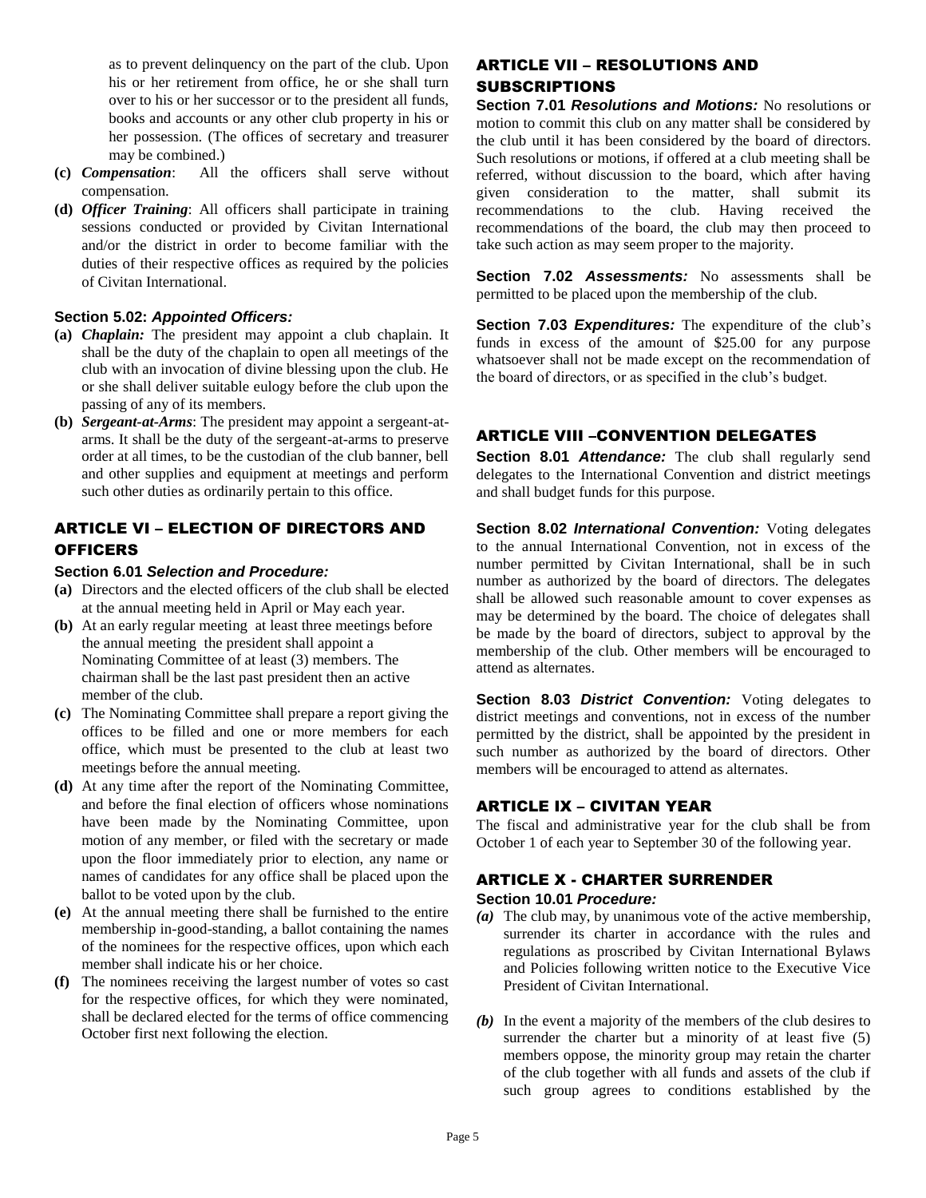as to prevent delinquency on the part of the club. Upon his or her retirement from office, he or she shall turn over to his or her successor or to the president all funds, books and accounts or any other club property in his or her possession. (The offices of secretary and treasurer may be combined.)

**(c)** ***Compensation***: All the officers shall serve without compensation.

**(d)** ***Officer Training***: All officers shall participate in training sessions conducted or provided by Civitan International and/or the district in order to become familiar with the duties of their respective offices as required by the policies of Civitan International.

**Section 5.02: *Appointed Officers:***

**(a)** ***Chaplain:*** The president may appoint a club chaplain. It shall be the duty of the chaplain to open all meetings of the club with an invocation of divine blessing upon the club. He or she shall deliver suitable eulogy before the club upon the passing of any of its members.

**(b)** ***Sergeant-at-Arms***: The president may appoint a sergeant-at-arms. It shall be the duty of the sergeant-at-arms to preserve order at all times, to be the custodian of the club banner, bell and other supplies and equipment at meetings and perform such other duties as ordinarily pertain to this office.

## ARTICLE VI – ELECTION OF DIRECTORS AND OFFICERS

**Section 6.01 *Selection and Procedure:***

**(a)** Directors and the elected officers of the club shall be elected at the annual meeting held in April or May each year.

**(b)** At an early regular meeting at least three meetings before the annual meeting the president shall appoint a Nominating Committee of at least (3) members. The chairman shall be the last past president then an active member of the club.

**(c)** The Nominating Committee shall prepare a report giving the offices to be filled and one or more members for each office, which must be presented to the club at least two meetings before the annual meeting.

**(d)** At any time after the report of the Nominating Committee, and before the final election of officers whose nominations have been made by the Nominating Committee, upon motion of any member, or filed with the secretary or made upon the floor immediately prior to election, any name or names of candidates for any office shall be placed upon the ballot to be voted upon by the club.

**(e)** At the annual meeting there shall be furnished to the entire membership in-good-standing, a ballot containing the names of the nominees for the respective offices, upon which each member shall indicate his or her choice.

**(f)** The nominees receiving the largest number of votes so cast for the respective offices, for which they were nominated, shall be declared elected for the terms of office commencing October first next following the election.

## ARTICLE VII – RESOLUTIONS AND SUBSCRIPTIONS

**Section 7.01 *Resolutions and Motions:*** No resolutions or motion to commit this club on any matter shall be considered by the club until it has been considered by the board of directors. Such resolutions or motions, if offered at a club meeting shall be referred, without discussion to the board, which after having given consideration to the matter, shall submit its recommendations to the club. Having received the recommendations of the board, the club may then proceed to take such action as may seem proper to the majority.

**Section 7.02 *Assessments:*** No assessments shall be permitted to be placed upon the membership of the club.

**Section 7.03 *Expenditures:*** The expenditure of the club's funds in excess of the amount of $25.00 for any purpose whatsoever shall not be made except on the recommendation of the board of directors, or as specified in the club's budget.

## ARTICLE VIII –CONVENTION DELEGATES

**Section 8.01 *Attendance:*** The club shall regularly send delegates to the International Convention and district meetings and shall budget funds for this purpose.

**Section 8.02 *International Convention:*** Voting delegates to the annual International Convention, not in excess of the number permitted by Civitan International, shall be in such number as authorized by the board of directors. The delegates shall be allowed such reasonable amount to cover expenses as may be determined by the board. The choice of delegates shall be made by the board of directors, subject to approval by the membership of the club. Other members will be encouraged to attend as alternates.

**Section 8.03 *District Convention:*** Voting delegates to district meetings and conventions, not in excess of the number permitted by the district, shall be appointed by the president in such number as authorized by the board of directors. Other members will be encouraged to attend as alternates.

## ARTICLE IX – CIVITAN YEAR

The fiscal and administrative year for the club shall be from October 1 of each year to September 30 of the following year.

## ARTICLE X - CHARTER SURRENDER

**Section 10.01 *Procedure:***

***(a)*** The club may, by unanimous vote of the active membership, surrender its charter in accordance with the rules and regulations as proscribed by Civitan International Bylaws and Policies following written notice to the Executive Vice President of Civitan International.

***(b)*** In the event a majority of the members of the club desires to surrender the charter but a minority of at least five (5) members oppose, the minority group may retain the charter of the club together with all funds and assets of the club if such group agrees to conditions established by the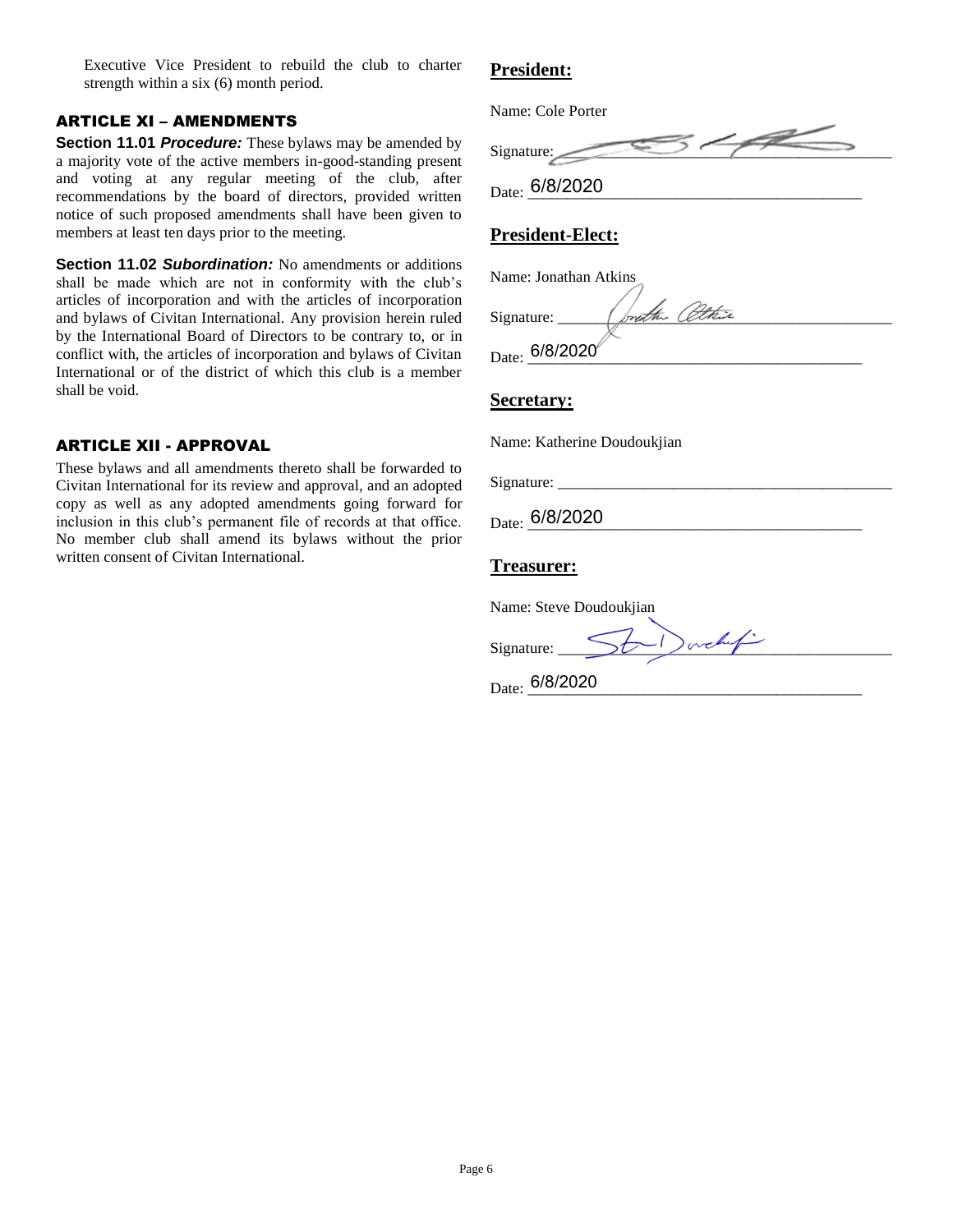Executive Vice President to rebuild the club to charter strength within a six (6) month period.

## ARTICLE XI – AMENDMENTS

**Section 11.01** ***Procedure:*** These bylaws may be amended by a majority vote of the active members in-good-standing present and voting at any regular meeting of the club, after recommendations by the board of directors, provided written notice of such proposed amendments shall have been given to members at least ten days prior to the meeting.

**Section 11.02** ***Subordination:*** No amendments or additions shall be made which are not in conformity with the club's articles of incorporation and with the articles of incorporation and bylaws of Civitan International. Any provision herein ruled by the International Board of Directors to be contrary to, or in conflict with, the articles of incorporation and bylaws of Civitan International or of the district of which this club is a member shall be void.

## ARTICLE XII - APPROVAL

These bylaws and all amendments thereto shall be forwarded to Civitan International for its review and approval, and an adopted copy as well as any adopted amendments going forward for inclusion in this club's permanent file of records at that office. No member club shall amend its bylaws without the prior written consent of Civitan International.

**President:**

Name: Cole Porter

Signature: [signature]

Date: 6/8/2020

**President-Elect:**

Name: Jonathan Atkins

Signature: [signature]

Date: 6/8/2020

**Secretary:**

Name: Katherine Doudoukjian

Signature: ______________________

Date: 6/8/2020

**Treasurer:**

Name: Steve Doudoukjian

Signature: [signature]

Date: 6/8/2020